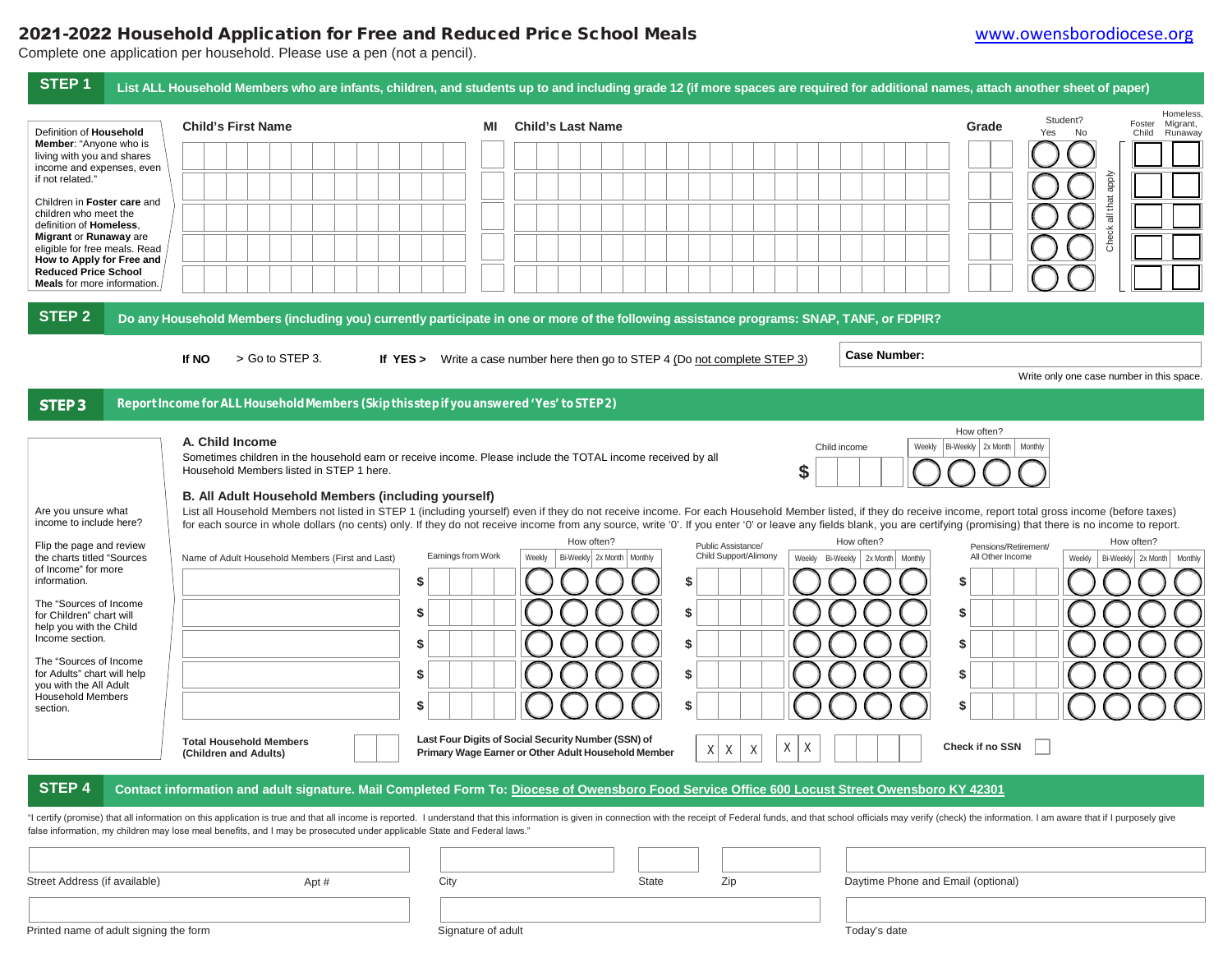# 2021-2022 Household Application for Free and Reduced Price School Meals

www.owensborodiocese.org

Complete one application per household. Please use a pen (not a pencil).

## STEP 1 List ALL Household Members who are infants, children, and students up to and including grade 12 (if more spaces are required for additional names, attach another sheet of paper)

Definition of **Household Member**: "Anyone who is living with you and shares income and expenses, even if not related."

Children in **Foster care** and children who meet the definition of **Homeless**, **Migrant** or **Runaway** are eligible for free meals. Read **How to Apply for Free and Reduced Price School Meals** for more information.

| Child's First Name | MI | Child's Last Name | Grade | Student? Yes | Student? No | Foster Child | Homeless, Migrant, Runaway |
|---|---|---|---|---|---|---|---|
| | | | | ○ | ○ | ☐ | ☐ |
| | | | | ○ | ○ | ☐ | ☐ |
| | | | | ○ | ○ | ☐ | ☐ |
| | | | | ○ | ○ | ☐ | ☐ |
| | | | | ○ | ○ | ☐ | ☐ |

Check all that apply

## STEP 2 Do any Household Members (including you) currently participate in one or more of the following assistance programs: SNAP, TANF, or FDPIR?

**If NO** > Go to STEP 3. **If YES >** Write a case number here then go to STEP 4 (Do not complete STEP 3)

**Case Number:**

Write only one case number in this space.

## STEP 3 Report Income for ALL Household Members (Skip this step if you answered 'Yes' to STEP 2)

Are you unsure what income to include here?

Flip the page and review the charts titled "Sources of Income" for more information.

The "Sources of Income for Children" chart will help you with the Child Income section.

The "Sources of Income for Adults" chart will help you with the All Adult Household Members section.

### A. Child Income

Sometimes children in the household earn or receive income. Please include the TOTAL income received by all Household Members listed in STEP 1 here.

| Child income | How often? Weekly | Bi-Weekly | 2x Month | Monthly |
|---|---|---|---|---|
| $ | ○ | ○ | ○ | ○ |

### B. All Adult Household Members (including yourself)

List all Household Members not listed in STEP 1 (including yourself) even if they do not receive income. For each Household Member listed, if they do receive income, report total gross income (before taxes) for each source in whole dollars (no cents) only. If they do not receive income from any source, write '0'. If you enter '0' or leave any fields blank, you are certifying (promising) that there is no income to report.

| Name of Adult Household Members (First and Last) | Earnings from Work | Weekly | Bi-Weekly | 2x Month | Monthly | Public Assistance/ Child Support/Alimony | Weekly | Bi-Weekly | 2x Month | Monthly | Pensions/Retirement/ All Other Income | Weekly | Bi-Weekly | 2x Month | Monthly |
|---|---|---|---|---|---|---|---|---|---|---|---|---|---|---|---|
| | $ | ○ | ○ | ○ | ○ | $ | ○ | ○ | ○ | ○ | $ | ○ | ○ | ○ | ○ |
| | $ | ○ | ○ | ○ | ○ | $ | ○ | ○ | ○ | ○ | $ | ○ | ○ | ○ | ○ |
| | $ | ○ | ○ | ○ | ○ | $ | ○ | ○ | ○ | ○ | $ | ○ | ○ | ○ | ○ |
| | $ | ○ | ○ | ○ | ○ | $ | ○ | ○ | ○ | ○ | $ | ○ | ○ | ○ | ○ |
| | $ | ○ | ○ | ○ | ○ | $ | ○ | ○ | ○ | ○ | $ | ○ | ○ | ○ | ○ |

**Total Household Members (Children and Adults)**

**Last Four Digits of Social Security Number (SSN) of Primary Wage Earner or Other Adult Household Member** X X X - X X - _ _ _ _

**Check if no SSN** ☐

## STEP 4 Contact information and adult signature. Mail Completed Form To: Diocese of Owensboro Food Service Office 600 Locust Street Owensboro KY 42301

"I certify (promise) that all information on this application is true and that all income is reported. I understand that this information is given in connection with the receipt of Federal funds, and that school officials may verify (check) the information. I am aware that if I purposely give false information, my children may lose meal benefits, and I may be prosecuted under applicable State and Federal laws."

Street Address (if available) Apt # | City | State | Zip | Daytime Phone and Email (optional)

Printed name of adult signing the form | Signature of adult | Today's date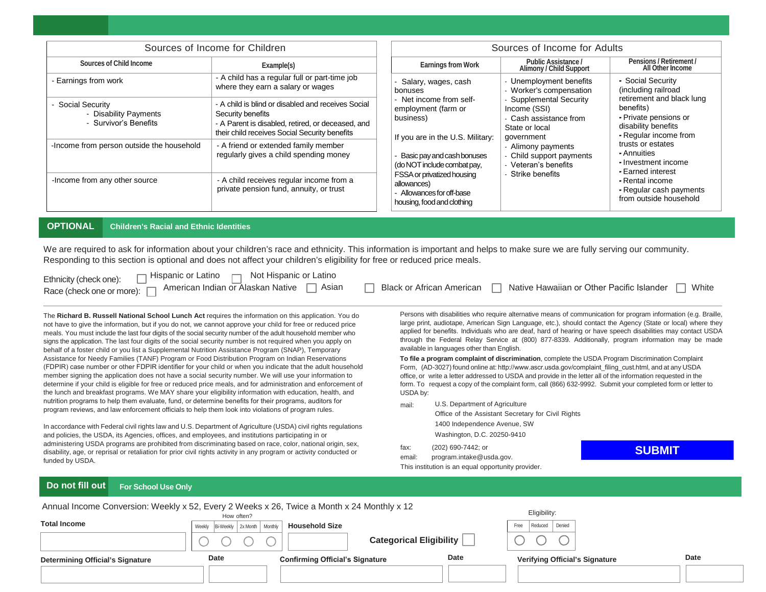## Sources of Income for Children

| Sources of Child Income | Example(s) |
|---|---|
| - Earnings from work | - A child has a regular full or part-time job where they earn a salary or wages |
| - Social Security<br>- Disability Payments<br>- Survivor's Benefits | - A child is blind or disabled and receives Social Security benefits<br>- A Parent is disabled, retired, or deceased, and their child receives Social Security benefits |
| -Income from person outside the household | - A friend or extended family member regularly gives a child spending money |
| -Income from any other source | - A child receives regular income from a private pension fund, annuity, or trust |

## Sources of Income for Adults

| Earnings from Work | Public Assistance / Alimony / Child Support | Pensions / Retirement / All Other Income |
|---|---|---|
| - Salary, wages, cash bonuses<br>- Net income from self-employment (farm or business)<br><br>If you are in the U.S. Military:<br><br>- Basic pay and cash bonuses (do NOT include combat pay, FSSA or privatized housing allowances)<br>- Allowances for off-base housing, food and clothing | - Unemployment benefits<br>- Worker's compensation<br>- Supplemental Security Income (SSI)<br>- Cash assistance from State or local government<br>- Alimony payments<br>- Child support payments<br>- Veteran's benefits<br>- Strike benefits | - Social Security (including railroad retirement and black lung benefits)<br>- Private pensions or disability benefits<br>- Regular income from trusts or estates<br>- Annuities<br>- Investment income<br>- Earned interest<br>- Rental income<br>- Regular cash payments from outside household |

## OPTIONAL Children's Racial and Ethnic Identities

We are required to ask for information about your children's race and ethnicity. This information is important and helps to make sure we are fully serving our community. Responding to this section is optional and does not affect your children's eligibility for free or reduced price meals.

Ethnicity (check one): ☐ Hispanic or Latino ☐ Not Hispanic or Latino

Race (check one or more): ☐ American Indian or Alaskan Native ☐ Asian ☐ Black or African American ☐ Native Hawaiian or Other Pacific Islander ☐ White

The **Richard B. Russell National School Lunch Act** requires the information on this application. You do not have to give the information, but if you do not, we cannot approve your child for free or reduced price meals. You must include the last four digits of the social security number of the adult household member who signs the application. The last four digits of the social security number is not required when you apply on behalf of a foster child or you list a Supplemental Nutrition Assistance Program (SNAP), Temporary Assistance for Needy Families (TANF) Program or Food Distribution Program on Indian Reservations (FDPIR) case number or other FDPIR identifier for your child or when you indicate that the adult household member signing the application does not have a social security number. We will use your information to determine if your child is eligible for free or reduced price meals, and for administration and enforcement of the lunch and breakfast programs. We MAY share your eligibility information with education, health, and nutrition programs to help them evaluate, fund, or determine benefits for their programs, auditors for program reviews, and law enforcement officials to help them look into violations of program rules.

In accordance with Federal civil rights law and U.S. Department of Agriculture (USDA) civil rights regulations and policies, the USDA, its Agencies, offices, and employees, and institutions participating in or administering USDA programs are prohibited from discriminating based on race, color, national origin, sex, disability, age, or reprisal or retaliation for prior civil rights activity in any program or activity conducted or funded by USDA.

Persons with disabilities who require alternative means of communication for program information (e.g. Braille, large print, audiotape, American Sign Language, etc.), should contact the Agency (State or local) where they applied for benefits. Individuals who are deaf, hard of hearing or have speech disabilities may contact USDA through the Federal Relay Service at (800) 877-8339. Additionally, program information may be made available in languages other than English.

**To file a program complaint of discrimination**, complete the USDA Program Discrimination Complaint Form, (AD-3027) found online at: http://www.ascr.usda.gov/complaint_filing_cust.html, and at any USDA office, or write a letter addressed to USDA and provide in the letter all of the information requested in the form. To request a copy of the complaint form, call (866) 632-9992. Submit your completed form or letter to USDA by:

mail: U.S. Department of Agriculture
Office of the Assistant Secretary for Civil Rights
1400 Independence Avenue, SW
Washington, D.C. 20250-9410

fax: (202) 690-7442; or

email: program.intake@usda.gov.

This institution is an equal opportunity provider.

SUBMIT

## Do not fill out For School Use Only

Annual Income Conversion: Weekly x 52, Every 2 Weeks x 26, Twice a Month x 24 Monthly x 12

**Total Income** ______ How often? ◯ Weekly ◯ Bi-Weekly ◯ 2x Month ◯ Monthly

**Household Size** ______

**Categorical Eligibility** ☐

Eligibility: ◯ Free ◯ Reduced ◯ Denied

**Determining Official's Signature** ______ **Date** ______

**Confirming Official's Signature** ______ **Date** ______

**Verifying Official's Signature** ______ **Date** ______